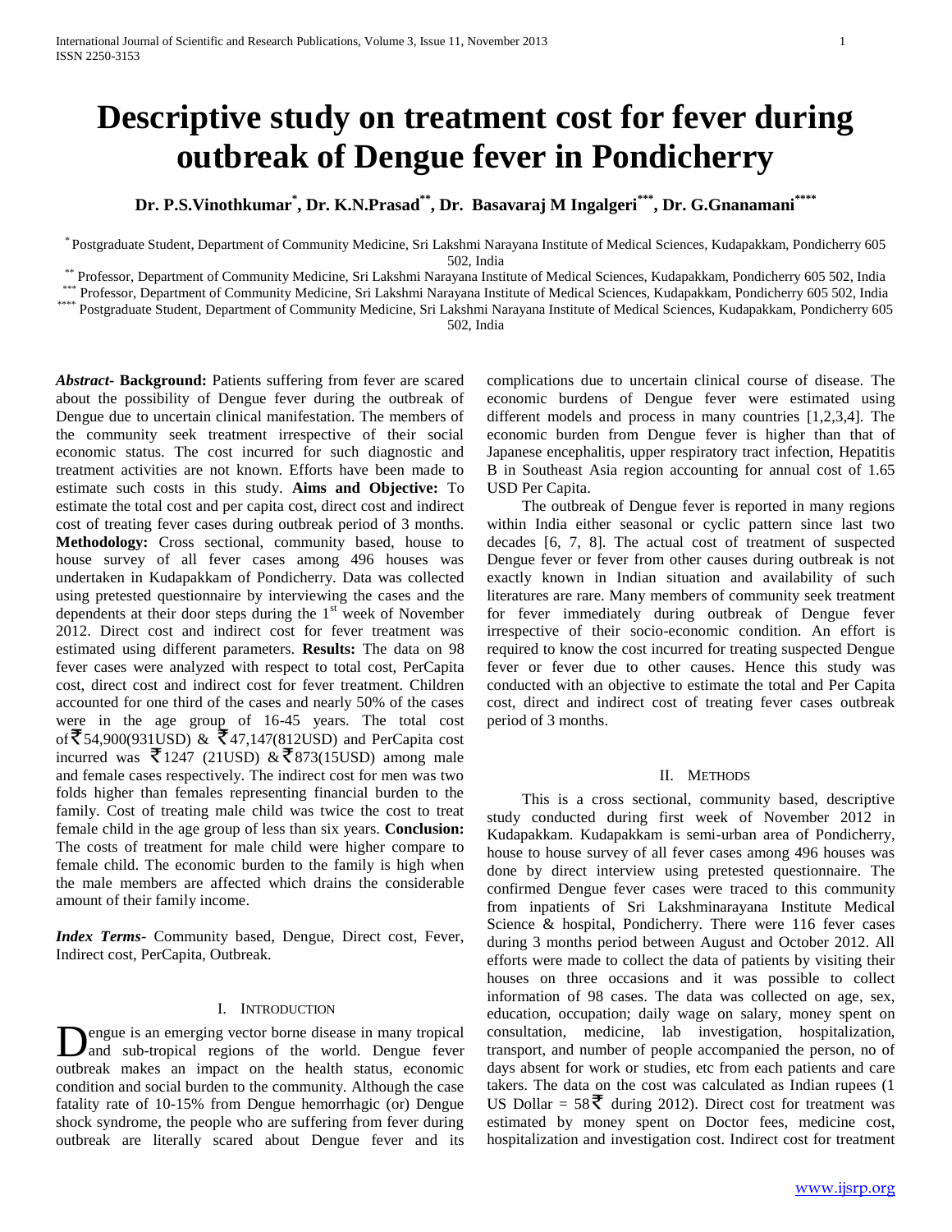# Descriptive study on treatment cost for fever during outbreak of Dengue fever in Pondicherry

**Dr. P.S.Vinothkumar[*], Dr. K.N.Prasad[**], Dr. Basavaraj M Ingalgeri[***], Dr. G.Gnanamani[****]**

[*] Postgraduate Student, Department of Community Medicine, Sri Lakshmi Narayana Institute of Medical Sciences, Kudapakkam, Pondicherry 605 502, India

[**] Professor, Department of Community Medicine, Sri Lakshmi Narayana Institute of Medical Sciences, Kudapakkam, Pondicherry 605 502, India

[***] Professor, Department of Community Medicine, Sri Lakshmi Narayana Institute of Medical Sciences, Kudapakkam, Pondicherry 605 502, India

[****] Postgraduate Student, Department of Community Medicine, Sri Lakshmi Narayana Institute of Medical Sciences, Kudapakkam, Pondicherry 605 502, India

***Abstract*- Background:** Patients suffering from fever are scared about the possibility of Dengue fever during the outbreak of Dengue due to uncertain clinical manifestation. The members of the community seek treatment irrespective of their social economic status. The cost incurred for such diagnostic and treatment activities are not known. Efforts have been made to estimate such costs in this study. **Aims and Objective:** To estimate the total cost and per capita cost, direct cost and indirect cost of treating fever cases during outbreak period of 3 months. **Methodology:** Cross sectional, community based, house to house survey of all fever cases among 496 houses was undertaken in Kudapakkam of Pondicherry. Data was collected using pretested questionnaire by interviewing the cases and the dependents at their door steps during the 1st week of November 2012. Direct cost and indirect cost for fever treatment was estimated using different parameters. **Results:** The data on 98 fever cases were analyzed with respect to total cost, PerCapita cost, direct cost and indirect cost for fever treatment. Children accounted for one third of the cases and nearly 50% of the cases were in the age group of 16-45 years. The total cost of ₹54,900(931USD) & ₹47,147(812USD) and PerCapita cost incurred was ₹1247 (21USD) & ₹873(15USD) among male and female cases respectively. The indirect cost for men was two folds higher than females representing financial burden to the family. Cost of treating male child was twice the cost to treat female child in the age group of less than six years. **Conclusion:** The costs of treatment for male child were higher compare to female child. The economic burden to the family is high when the male members are affected which drains the considerable amount of their family income.

***Index Terms***- Community based, Dengue, Direct cost, Fever, Indirect cost, PerCapita, Outbreak.

## I. Introduction

Dengue is an emerging vector borne disease in many tropical and sub-tropical regions of the world. Dengue fever outbreak makes an impact on the health status, economic condition and social burden to the community. Although the case fatality rate of 10-15% from Dengue hemorrhagic (or) Dengue shock syndrome, the people who are suffering from fever during outbreak are literally scared about Dengue fever and its complications due to uncertain clinical course of disease. The economic burdens of Dengue fever were estimated using different models and process in many countries [1,2,3,4]. The economic burden from Dengue fever is higher than that of Japanese encephalitis, upper respiratory tract infection, Hepatitis B in Southeast Asia region accounting for annual cost of 1.65 USD Per Capita.

The outbreak of Dengue fever is reported in many regions within India either seasonal or cyclic pattern since last two decades [6, 7, 8]. The actual cost of treatment of suspected Dengue fever or fever from other causes during outbreak is not exactly known in Indian situation and availability of such literatures are rare. Many members of community seek treatment for fever immediately during outbreak of Dengue fever irrespective of their socio-economic condition. An effort is required to know the cost incurred for treating suspected Dengue fever or fever due to other causes. Hence this study was conducted with an objective to estimate the total and Per Capita cost, direct and indirect cost of treating fever cases outbreak period of 3 months.

## II. Methods

This is a cross sectional, community based, descriptive study conducted during first week of November 2012 in Kudapakkam. Kudapakkam is semi-urban area of Pondicherry, house to house survey of all fever cases among 496 houses was done by direct interview using pretested questionnaire. The confirmed Dengue fever cases were traced to this community from inpatients of Sri Lakshminarayana Institute Medical Science & hospital, Pondicherry. There were 116 fever cases during 3 months period between August and October 2012. All efforts were made to collect the data of patients by visiting their houses on three occasions and it was possible to collect information of 98 cases. The data was collected on age, sex, education, occupation; daily wage on salary, money spent on consultation, medicine, lab investigation, hospitalization, transport, and number of people accompanied the person, no of days absent for work or studies, etc from each patients and care takers. The data on the cost was calculated as Indian rupees (1 US Dollar = 58₹ during 2012). Direct cost for treatment was estimated by money spent on Doctor fees, medicine cost, hospitalization and investigation cost. Indirect cost for treatment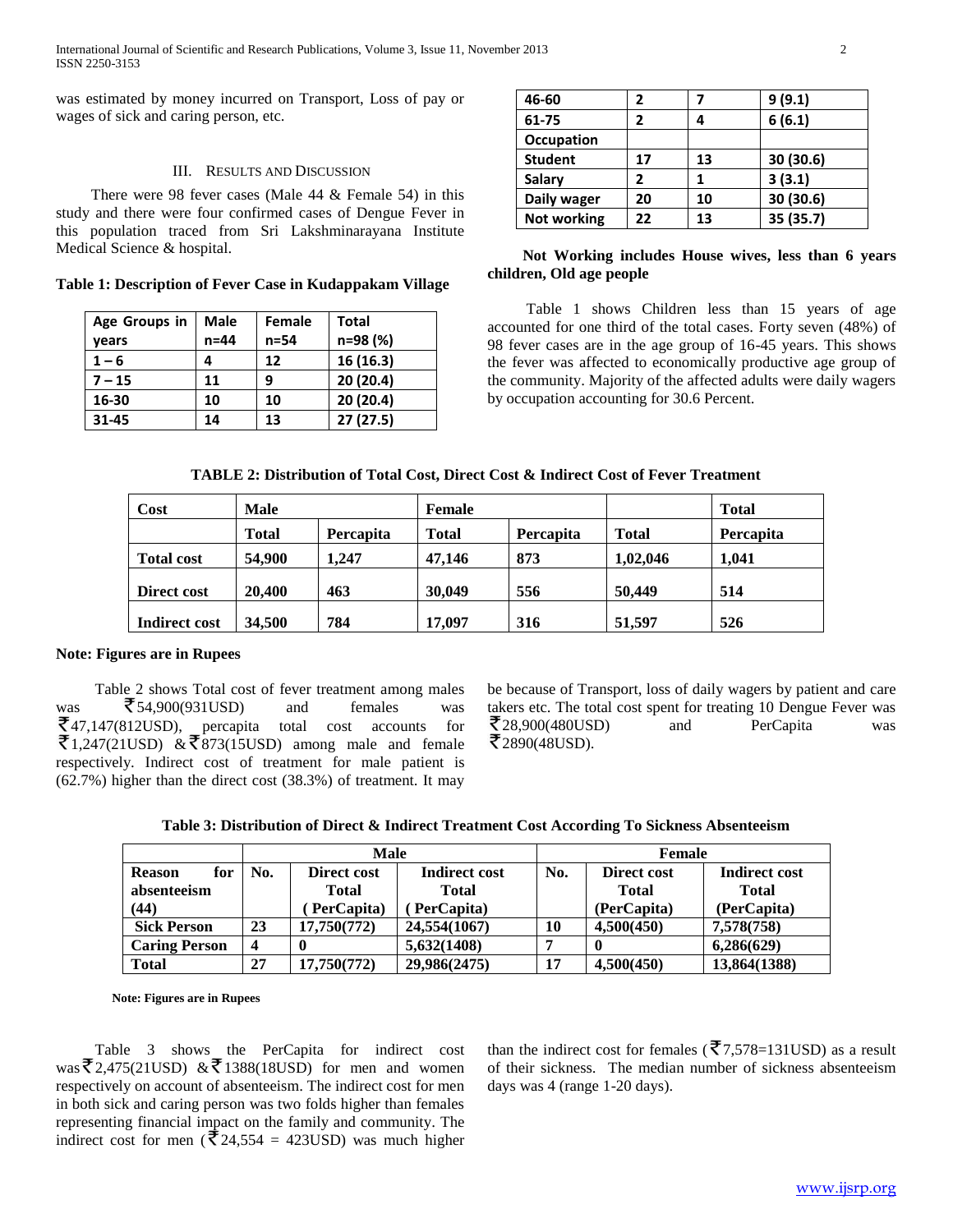was estimated by money incurred on Transport, Loss of pay or wages of sick and caring person, etc.

## III. Results and Discussion

There were 98 fever cases (Male 44 & Female 54) in this study and there were four confirmed cases of Dengue Fever in this population traced from Sri Lakshminarayana Institute Medical Science & hospital.

**Table 1: Description of Fever Case in Kudappakam Village**

| Age Groups in years | Male n=44 | Female n=54 | Total n=98 (%) |
|---|---|---|---|
| 1 – 6 | 4 | 12 | 16 (16.3) |
| 7 – 15 | 11 | 9 | 20 (20.4) |
| 16-30 | 10 | 10 | 20 (20.4) |
| 31-45 | 14 | 13 | 27 (27.5) |
| 46-60 | 2 | 7 | 9 (9.1) |
| 61-75 | 2 | 4 | 6 (6.1) |
| **Occupation** | | | |
| Student | 17 | 13 | 30 (30.6) |
| Salary | 2 | 1 | 3 (3.1) |
| Daily wager | 20 | 10 | 30 (30.6) |
| Not working | 22 | 13 | 35 (35.7) |

**Not Working includes House wives, less than 6 years children, Old age people**

Table 1 shows Children less than 15 years of age accounted for one third of the total cases. Forty seven (48%) of 98 fever cases are in the age group of 16-45 years. This shows the fever was affected to economically productive age group of the community. Majority of the affected adults were daily wagers by occupation accounting for 30.6 Percent.

**TABLE 2: Distribution of Total Cost, Direct Cost & Indirect Cost of Fever Treatment**

| Cost | Male | | Female | | | Total |
|---|---|---|---|---|---|---|
| | Total | Percapita | Total | Percapita | Total | Percapita |
| Total cost | 54,900 | 1,247 | 47,146 | 873 | 1,02,046 | 1,041 |
| Direct cost | 20,400 | 463 | 30,049 | 556 | 50,449 | 514 |
| Indirect cost | 34,500 | 784 | 17,097 | 316 | 51,597 | 526 |

**Note: Figures are in Rupees**

Table 2 shows Total cost of fever treatment among males was ₹54,900(931USD) and females was ₹47,147(812USD), percapita total cost accounts for ₹1,247(21USD) &₹873(15USD) among male and female respectively. Indirect cost of treatment for male patient is (62.7%) higher than the direct cost (38.3%) of treatment. It may be because of Transport, loss of daily wagers by patient and care takers etc. The total cost spent for treating 10 Dengue Fever was ₹28,900(480USD) and PerCapita was ₹2890(48USD).

**Table 3: Distribution of Direct & Indirect Treatment Cost According To Sickness Absenteeism**

| | Male | | | Female | | |
|---|---|---|---|---|---|---|
| Reason for absenteeism (44) | No. | Direct cost Total ( PerCapita) | Indirect cost Total ( PerCapita) | No. | Direct cost Total (PerCapita) | Indirect cost Total (PerCapita) |
| Sick Person | 23 | 17,750(772) | 24,554(1067) | 10 | 4,500(450) | 7,578(758) |
| Caring Person | 4 | 0 | 5,632(1408) | 7 | 0 | 6,286(629) |
| Total | 27 | 17,750(772) | 29,986(2475) | 17 | 4,500(450) | 13,864(1388) |

**Note: Figures are in Rupees**

Table 3 shows the PerCapita for indirect cost was₹2,475(21USD) &₹1388(18USD) for men and women respectively on account of absenteeism. The indirect cost for men in both sick and caring person was two folds higher than females representing financial impact on the family and community. The indirect cost for men (₹24,554 = 423USD) was much higher than the indirect cost for females (₹7,578=131USD) as a result of their sickness. The median number of sickness absenteeism days was 4 (range 1-20 days).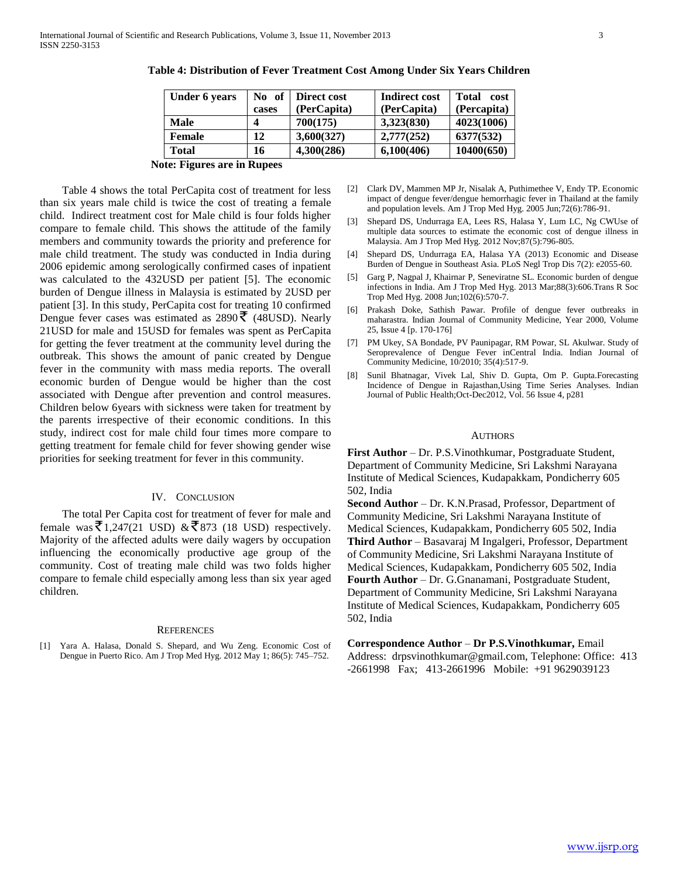**Table 4: Distribution of Fever Treatment Cost Among Under Six Years Children**

| Under 6 years | No of cases | Direct cost (PerCapita) | Indirect cost (PerCapita) | Total cost (Percapita) |
|---|---|---|---|---|
| **Male** | **4** | **700(175)** | **3,323(830)** | **4023(1006)** |
| **Female** | **12** | **3,600(327)** | **2,777(252)** | **6377(532)** |
| **Total** | **16** | **4,300(286)** | **6,100(406)** | **10400(650)** |

**Note: Figures are in Rupees**

Table 4 shows the total PerCapita cost of treatment for less than six years male child is twice the cost of treating a female child. Indirect treatment cost for Male child is four folds higher compare to female child. This shows the attitude of the family members and community towards the priority and preference for male child treatment. The study was conducted in India during 2006 epidemic among serologically confirmed cases of inpatient was calculated to the 432USD per patient [5]. The economic burden of Dengue illness in Malaysia is estimated by 2USD per patient [3]. In this study, PerCapita cost for treating 10 confirmed Dengue fever cases was estimated as 2890₹ (48USD). Nearly 21USD for male and 15USD for females was spent as PerCapita for getting the fever treatment at the community level during the outbreak. This shows the amount of panic created by Dengue fever in the community with mass media reports. The overall economic burden of Dengue would be higher than the cost associated with Dengue after prevention and control measures. Children below 6years with sickness were taken for treatment by the parents irrespective of their economic conditions. In this study, indirect cost for male child four times more compare to getting treatment for female child for fever showing gender wise priorities for seeking treatment for fever in this community.

## IV. Conclusion

The total Per Capita cost for treatment of fever for male and female was ₹1,247(21 USD) & ₹873 (18 USD) respectively. Majority of the affected adults were daily wagers by occupation influencing the economically productive age group of the community. Cost of treating male child was two folds higher compare to female child especially among less than six year aged children.

## References

[1] Yara A. Halasa, Donald S. Shepard, and Wu Zeng. Economic Cost of Dengue in Puerto Rico. Am J Trop Med Hyg. 2012 May 1; 86(5): 745–752.

[2] Clark DV, Mammen MP Jr, Nisalak A, Puthimethee V, Endy TP. Economic impact of dengue fever/dengue hemorrhagic fever in Thailand at the family and population levels. Am J Trop Med Hyg. 2005 Jun;72(6):786-91.

[3] Shepard DS, Undurraga EA, Lees RS, Halasa Y, Lum LC, Ng CWUse of multiple data sources to estimate the economic cost of dengue illness in Malaysia. Am J Trop Med Hyg. 2012 Nov;87(5):796-805.

[4] Shepard DS, Undurraga EA, Halasa YA (2013) Economic and Disease Burden of Dengue in Southeast Asia. PLoS Negl Trop Dis 7(2): e2055-60.

[5] Garg P, Nagpal J, Khairnar P, Seneviratne SL. Economic burden of dengue infections in India. Am J Trop Med Hyg. 2013 Mar;88(3):606.Trans R Soc Trop Med Hyg. 2008 Jun;102(6):570-7.

[6] Prakash Doke, Sathish Pawar. Profile of dengue fever outbreaks in maharastra. Indian Journal of Community Medicine, Year 2000, Volume 25, Issue 4 [p. 170-176]

[7] PM Ukey, SA Bondade, PV Paunipagar, RM Powar, SL Akulwar. Study of Seroprevalence of Dengue Fever inCentral India. Indian Journal of Community Medicine, 10/2010; 35(4):517-9.

[8] Sunil Bhatnagar, Vivek Lal, Shiv D. Gupta, Om P. Gupta.Forecasting Incidence of Dengue in Rajasthan,Using Time Series Analyses. Indian Journal of Public Health;Oct-Dec2012, Vol. 56 Issue 4, p281

## Authors

**First Author** – Dr. P.S.Vinothkumar, Postgraduate Student, Department of Community Medicine, Sri Lakshmi Narayana Institute of Medical Sciences, Kudapakkam, Pondicherry 605 502, India

**Second Author** – Dr. K.N.Prasad, Professor, Department of Community Medicine, Sri Lakshmi Narayana Institute of Medical Sciences, Kudapakkam, Pondicherry 605 502, India

**Third Author** – Basavaraj M Ingalgeri, Professor, Department of Community Medicine, Sri Lakshmi Narayana Institute of Medical Sciences, Kudapakkam, Pondicherry 605 502, India

**Fourth Author** – Dr. G.Gnanamani, Postgraduate Student, Department of Community Medicine, Sri Lakshmi Narayana Institute of Medical Sciences, Kudapakkam, Pondicherry 605 502, India

**Correspondence Author** – **Dr P.S.Vinothkumar,** Email Address: drpsvinothkumar@gmail.com, Telephone: Office: 413 -2661998 Fax; 413-2661996 Mobile: +91 9629039123